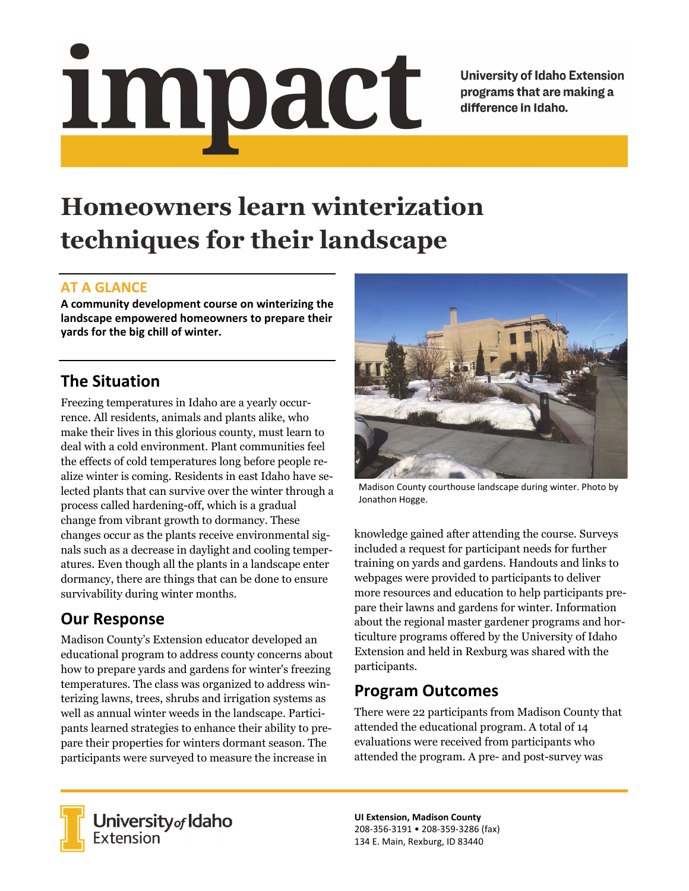# impact

University of Idaho Extension programs that are making a difference in Idaho.

# Homeowners learn winterization techniques for their landscape

## AT A GLANCE

**A community development course on winterizing the landscape empowered homeowners to prepare their yards for the big chill of winter.**

## The Situation

Freezing temperatures in Idaho are a yearly occurrence. All residents, animals and plants alike, who make their lives in this glorious county, must learn to deal with a cold environment. Plant communities feel the effects of cold temperatures long before people realize winter is coming. Residents in east Idaho have selected plants that can survive over the winter through a process called hardening-off, which is a gradual change from vibrant growth to dormancy. These changes occur as the plants receive environmental signals such as a decrease in daylight and cooling temperatures. Even though all the plants in a landscape enter dormancy, there are things that can be done to ensure survivability during winter months.

## Our Response

Madison County's Extension educator developed an educational program to address county concerns about how to prepare yards and gardens for winter's freezing temperatures. The class was organized to address winterizing lawns, trees, shrubs and irrigation systems as well as annual winter weeds in the landscape. Participants learned strategies to enhance their ability to prepare their properties for winters dormant season. The participants were surveyed to measure the increase in knowledge gained after attending the course. Surveys included a request for participant needs for further training on yards and gardens. Handouts and links to webpages were provided to participants to deliver more resources and education to help participants prepare their lawns and gardens for winter. Information about the regional master gardener programs and horticulture programs offered by the University of Idaho Extension and held in Rexburg was shared with the participants.

Madison County courthouse landscape during winter. Photo by Jonathon Hogge.

## Program Outcomes

There were 22 participants from Madison County that attended the educational program. A total of 14 evaluations were received from participants who attended the program. A pre- and post-survey was

University of Idaho Extension

**UI Extension, Madison County**
208-356-3191 • 208-359-3286 (fax)
134 E. Main, Rexburg, ID 83440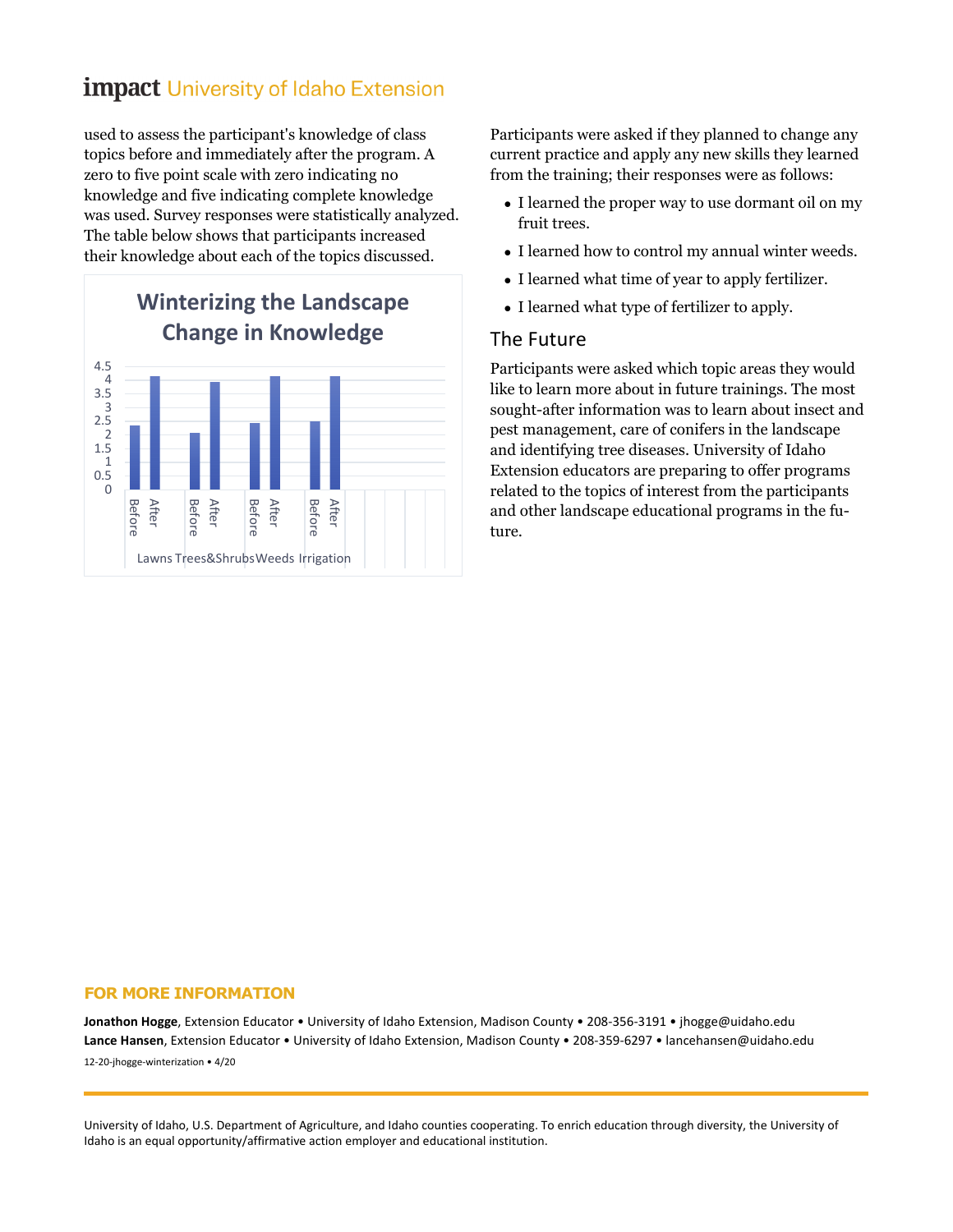used to assess the participant's knowledge of class topics before and immediately after the program. A zero to five point scale with zero indicating no knowledge and five indicating complete knowledge was used. Survey responses were statistically analyzed. The table below shows that participants increased their knowledge about each of the topics discussed.

Winterizing the Landscape
Change in Knowledge

4.5
4
3.5
3
2.5
2
1.5
1
0.5
0

Before After Before After Before After Before After

Lawns Trees&Shrubs Weeds Irrigation

Participants were asked if they planned to change any current practice and apply any new skills they learned from the training; their responses were as follows:

- I learned the proper way to use dormant oil on my fruit trees.
- I learned how to control my annual winter weeds.
- I learned what time of year to apply fertilizer.
- I learned what type of fertilizer to apply.

## The Future

Participants were asked which topic areas they would like to learn more about in future trainings. The most sought-after information was to learn about insect and pest management, care of conifers in the landscape and identifying tree diseases. University of Idaho Extension educators are preparing to offer programs related to the topics of interest from the participants and other landscape educational programs in the future.

## FOR MORE INFORMATION

**Jonathon Hogge**, Extension Educator • University of Idaho Extension, Madison County • 208-356-3191 • jhogge@uidaho.edu

**Lance Hansen**, Extension Educator • University of Idaho Extension, Madison County • 208-359-6297 • lancehansen@uidaho.edu

12-20-jhogge-winterization • 4/20

University of Idaho, U.S. Department of Agriculture, and Idaho counties cooperating. To enrich education through diversity, the University of Idaho is an equal opportunity/affirmative action employer and educational institution.